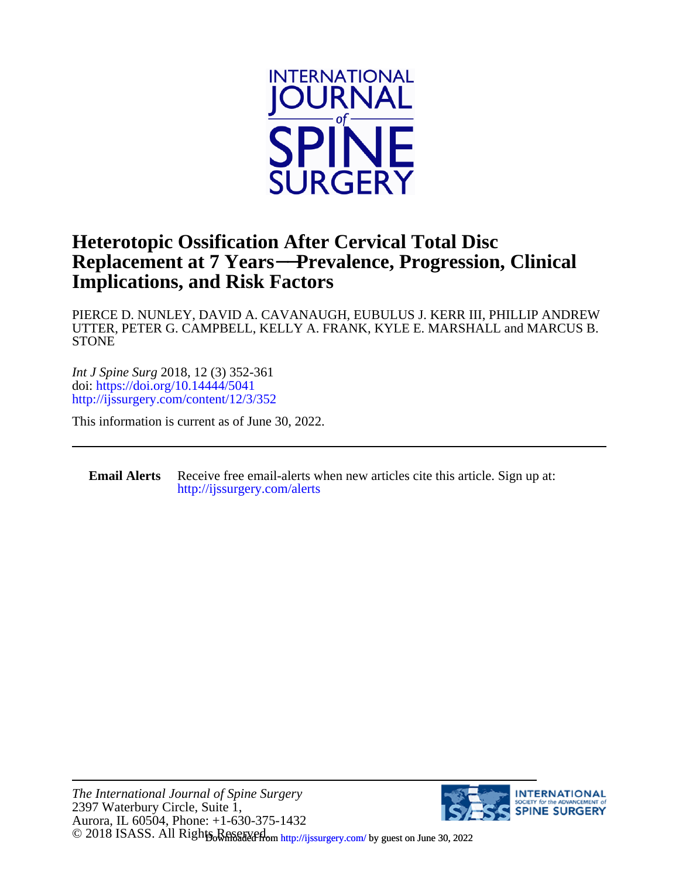# Heterotopic Ossification After Cervical Total Disc Replacement at 7 Years—Prevalence, Progression, Clinical Implications, and Risk Factors

PIERCE D. NUNLEY, DAVID A. CAVANAUGH, EUBULUS J. KERR III, PHILLIP ANDREW UTTER, PETER G. CAMPBELL, KELLY A. FRANK, KYLE E. MARSHALL and MARCUS B. STONE

*Int J Spine Surg* 2018, 12 (3) 352-361
doi: https://doi.org/10.14444/5041
http://ijssurgery.com/content/12/3/352

This information is current as of June 30, 2022.

---

**Email Alerts** Receive free email-alerts when new articles cite this article. Sign up at: http://ijssurgery.com/alerts

---

*The International Journal of Spine Surgery*
2397 Waterbury Circle, Suite 1,
Aurora, IL 60504, Phone: +1-630-375-1432
© 2018 ISASS. All Rights Reserved.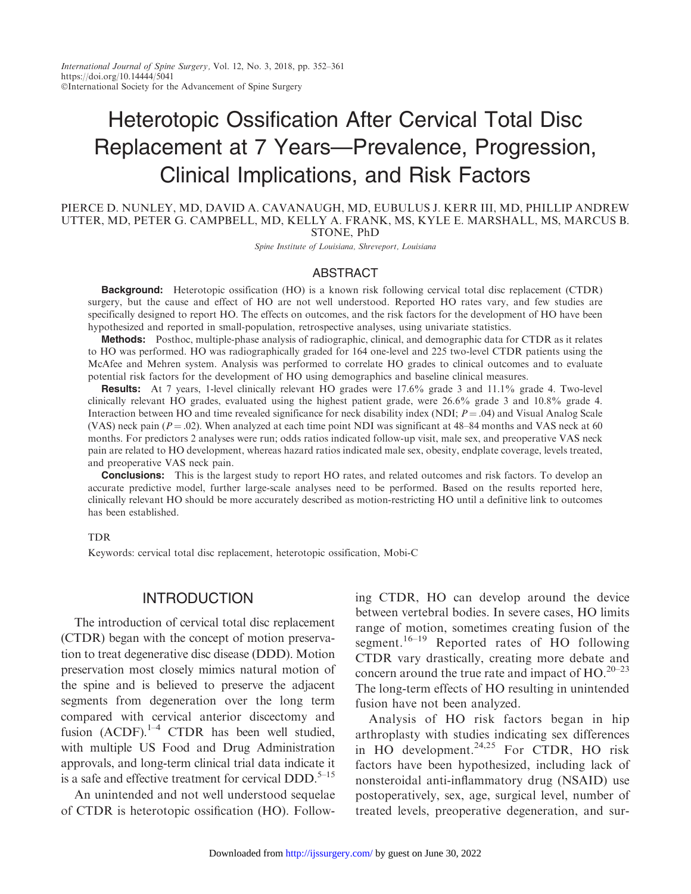International Journal of Spine Surgery, Vol. 12, No. 3, 2018, pp. 352–361
https://doi.org/10.14444/5041
©International Society for the Advancement of Spine Surgery

# Heterotopic Ossification After Cervical Total Disc Replacement at 7 Years—Prevalence, Progression, Clinical Implications, and Risk Factors

PIERCE D. NUNLEY, MD, DAVID A. CAVANAUGH, MD, EUBULUS J. KERR III, MD, PHILLIP ANDREW UTTER, MD, PETER G. CAMPBELL, MD, KELLY A. FRANK, MS, KYLE E. MARSHALL, MS, MARCUS B. STONE, PhD

*Spine Institute of Louisiana, Shreveport, Louisiana*

## ABSTRACT

**Background:** Heterotopic ossification (HO) is a known risk following cervical total disc replacement (CTDR) surgery, but the cause and effect of HO are not well understood. Reported HO rates vary, and few studies are specifically designed to report HO. The effects on outcomes, and the risk factors for the development of HO have been hypothesized and reported in small-population, retrospective analyses, using univariate statistics.

**Methods:** Posthoc, multiple-phase analysis of radiographic, clinical, and demographic data for CTDR as it relates to HO was performed. HO was radiographically graded for 164 one-level and 225 two-level CTDR patients using the McAfee and Mehren system. Analysis was performed to correlate HO grades to clinical outcomes and to evaluate potential risk factors for the development of HO using demographics and baseline clinical measures.

**Results:** At 7 years, 1-level clinically relevant HO grades were 17.6% grade 3 and 11.1% grade 4. Two-level clinically relevant HO grades, evaluated using the highest patient grade, were 26.6% grade 3 and 10.8% grade 4. Interaction between HO and time revealed significance for neck disability index (NDI; $P = .04$) and Visual Analog Scale (VAS) neck pain ($P = .02$). When analyzed at each time point NDI was significant at 48–84 months and VAS neck at 60 months. For predictors 2 analyses were run; odds ratios indicated follow-up visit, male sex, and preoperative VAS neck pain are related to HO development, whereas hazard ratios indicated male sex, obesity, endplate coverage, levels treated, and preoperative VAS neck pain.

**Conclusions:** This is the largest study to report HO rates, and related outcomes and risk factors. To develop an accurate predictive model, further large-scale analyses need to be performed. Based on the results reported here, clinically relevant HO should be more accurately described as motion-restricting HO until a definitive link to outcomes has been established.

TDR

Keywords: cervical total disc replacement, heterotopic ossification, Mobi-C

## INTRODUCTION

The introduction of cervical total disc replacement (CTDR) began with the concept of motion preservation to treat degenerative disc disease (DDD). Motion preservation most closely mimics natural motion of the spine and is believed to preserve the adjacent segments from degeneration over the long term compared with cervical anterior discectomy and fusion (ACDF).[1–4] CTDR has been well studied, with multiple US Food and Drug Administration approvals, and long-term clinical trial data indicate it is a safe and effective treatment for cervical DDD.[5–15]

An unintended and not well understood sequelae of CTDR is heterotopic ossification (HO). Following CTDR, HO can develop around the device between vertebral bodies. In severe cases, HO limits range of motion, sometimes creating fusion of the segment.[16–19] Reported rates of HO following CTDR vary drastically, creating more debate and concern around the true rate and impact of HO.[20–23] The long-term effects of HO resulting in unintended fusion have not been analyzed.

Analysis of HO risk factors began in hip arthroplasty with studies indicating sex differences in HO development.[24,25] For CTDR, HO risk factors have been hypothesized, including lack of nonsteroidal anti-inflammatory drug (NSAID) use postoperatively, sex, age, surgical level, number of treated levels, preoperative degeneration, and sur-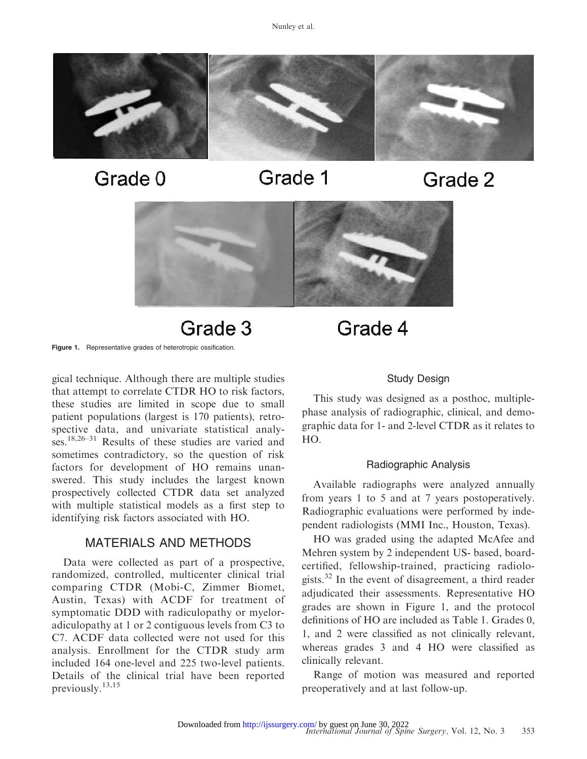Grade 0 Grade 1 Grade 2

Grade 3 Grade 4

**Figure 1.** Representative grades of heterotropic ossification.

gical technique. Although there are multiple studies that attempt to correlate CTDR HO to risk factors, these studies are limited in scope due to small patient populations (largest is 170 patients), retrospective data, and univariate statistical analyses.[18,26–31] Results of these studies are varied and sometimes contradictory, so the question of risk factors for development of HO remains unanswered. This study includes the largest known prospectively collected CTDR data set analyzed with multiple statistical models as a first step to identifying risk factors associated with HO.

## MATERIALS AND METHODS

Data were collected as part of a prospective, randomized, controlled, multicenter clinical trial comparing CTDR (Mobi-C, Zimmer Biomet, Austin, Texas) with ACDF for treatment of symptomatic DDD with radiculopathy or myeloradiculopathy at 1 or 2 contiguous levels from C3 to C7. ACDF data collected were not used for this analysis. Enrollment for the CTDR study arm included 164 one-level and 225 two-level patients. Details of the clinical trial have been reported previously.[13,15]

### Study Design

This study was designed as a posthoc, multiple-phase analysis of radiographic, clinical, and demographic data for 1- and 2-level CTDR as it relates to HO.

### Radiographic Analysis

Available radiographs were analyzed annually from years 1 to 5 and at 7 years postoperatively. Radiographic evaluations were performed by independent radiologists (MMI Inc., Houston, Texas).

HO was graded using the adapted McAfee and Mehren system by 2 independent US- based, board-certified, fellowship-trained, practicing radiologists.[32] In the event of disagreement, a third reader adjudicated their assessments. Representative HO grades are shown in Figure 1, and the protocol definitions of HO are included as Table 1. Grades 0, 1, and 2 were classified as not clinically relevant, whereas grades 3 and 4 HO were classified as clinically relevant.

Range of motion was measured and reported preoperatively and at last follow-up.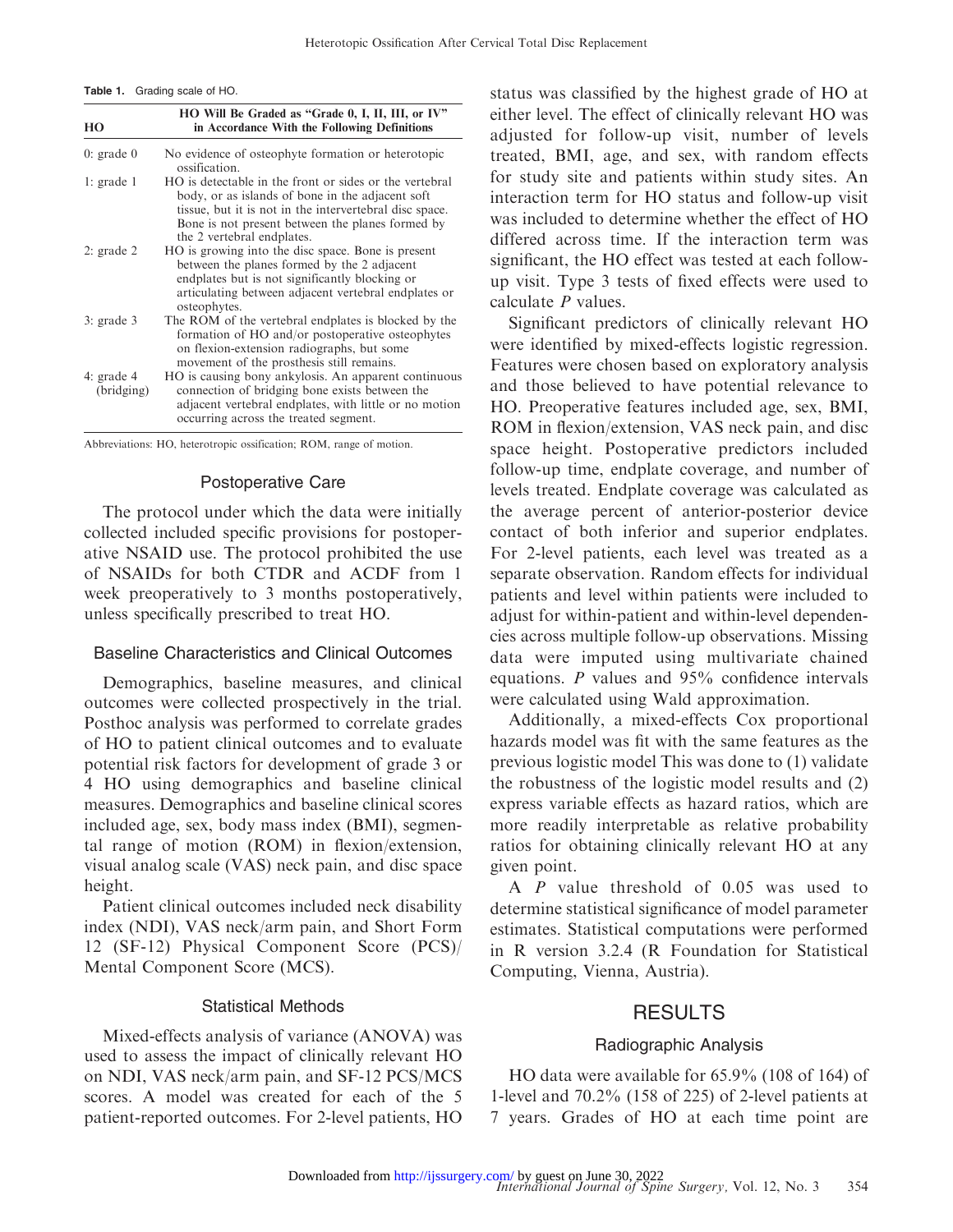**Table 1.** Grading scale of HO.

| HO | HO Will Be Graded as "Grade 0, I, II, III, or IV" in Accordance With the Following Definitions |
|---|---|
| 0: grade 0 | No evidence of osteophyte formation or heterotopic ossification. |
| 1: grade 1 | HO is detectable in the front or sides or the vertebral body, or as islands of bone in the adjacent soft tissue, but it is not in the intervertebral disc space. Bone is not present between the planes formed by the 2 vertebral endplates. |
| 2: grade 2 | HO is growing into the disc space. Bone is present between the planes formed by the 2 adjacent endplates but is not significantly blocking or articulating between adjacent vertebral endplates or osteophytes. |
| 3: grade 3 | The ROM of the vertebral endplates is blocked by the formation of HO and/or postoperative osteophytes on flexion-extension radiographs, but some movement of the prosthesis still remains. |
| 4: grade 4 (bridging) | HO is causing bony ankylosis. An apparent continuous connection of bridging bone exists between the adjacent vertebral endplates, with little or no motion occurring across the treated segment. |

Abbreviations: HO, heterotropic ossification; ROM, range of motion.

### Postoperative Care

The protocol under which the data were initially collected included specific provisions for postoperative NSAID use. The protocol prohibited the use of NSAIDs for both CTDR and ACDF from 1 week preoperatively to 3 months postoperatively, unless specifically prescribed to treat HO.

### Baseline Characteristics and Clinical Outcomes

Demographics, baseline measures, and clinical outcomes were collected prospectively in the trial. Posthoc analysis was performed to correlate grades of HO to patient clinical outcomes and to evaluate potential risk factors for development of grade 3 or 4 HO using demographics and baseline clinical measures. Demographics and baseline clinical scores included age, sex, body mass index (BMI), segmental range of motion (ROM) in flexion/extension, visual analog scale (VAS) neck pain, and disc space height.

Patient clinical outcomes included neck disability index (NDI), VAS neck/arm pain, and Short Form 12 (SF-12) Physical Component Score (PCS)/Mental Component Score (MCS).

### Statistical Methods

Mixed-effects analysis of variance (ANOVA) was used to assess the impact of clinically relevant HO on NDI, VAS neck/arm pain, and SF-12 PCS/MCS scores. A model was created for each of the 5 patient-reported outcomes. For 2-level patients, HO status was classified by the highest grade of HO at either level. The effect of clinically relevant HO was adjusted for follow-up visit, number of levels treated, BMI, age, and sex, with random effects for study site and patients within study sites. An interaction term for HO status and follow-up visit was included to determine whether the effect of HO differed across time. If the interaction term was significant, the HO effect was tested at each follow-up visit. Type 3 tests of fixed effects were used to calculate *P* values.

Significant predictors of clinically relevant HO were identified by mixed-effects logistic regression. Features were chosen based on exploratory analysis and those believed to have potential relevance to HO. Preoperative features included age, sex, BMI, ROM in flexion/extension, VAS neck pain, and disc space height. Postoperative predictors included follow-up time, endplate coverage, and number of levels treated. Endplate coverage was calculated as the average percent of anterior-posterior device contact of both inferior and superior endplates. For 2-level patients, each level was treated as a separate observation. Random effects for individual patients and level within patients were included to adjust for within-patient and within-level dependencies across multiple follow-up observations. Missing data were imputed using multivariate chained equations. *P* values and 95% confidence intervals were calculated using Wald approximation.

Additionally, a mixed-effects Cox proportional hazards model was fit with the same features as the previous logistic model This was done to (1) validate the robustness of the logistic model results and (2) express variable effects as hazard ratios, which are more readily interpretable as relative probability ratios for obtaining clinically relevant HO at any given point.

A *P* value threshold of 0.05 was used to determine statistical significance of model parameter estimates. Statistical computations were performed in R version 3.2.4 (R Foundation for Statistical Computing, Vienna, Austria).

## RESULTS

### Radiographic Analysis

HO data were available for 65.9% (108 of 164) of 1-level and 70.2% (158 of 225) of 2-level patients at 7 years. Grades of HO at each time point are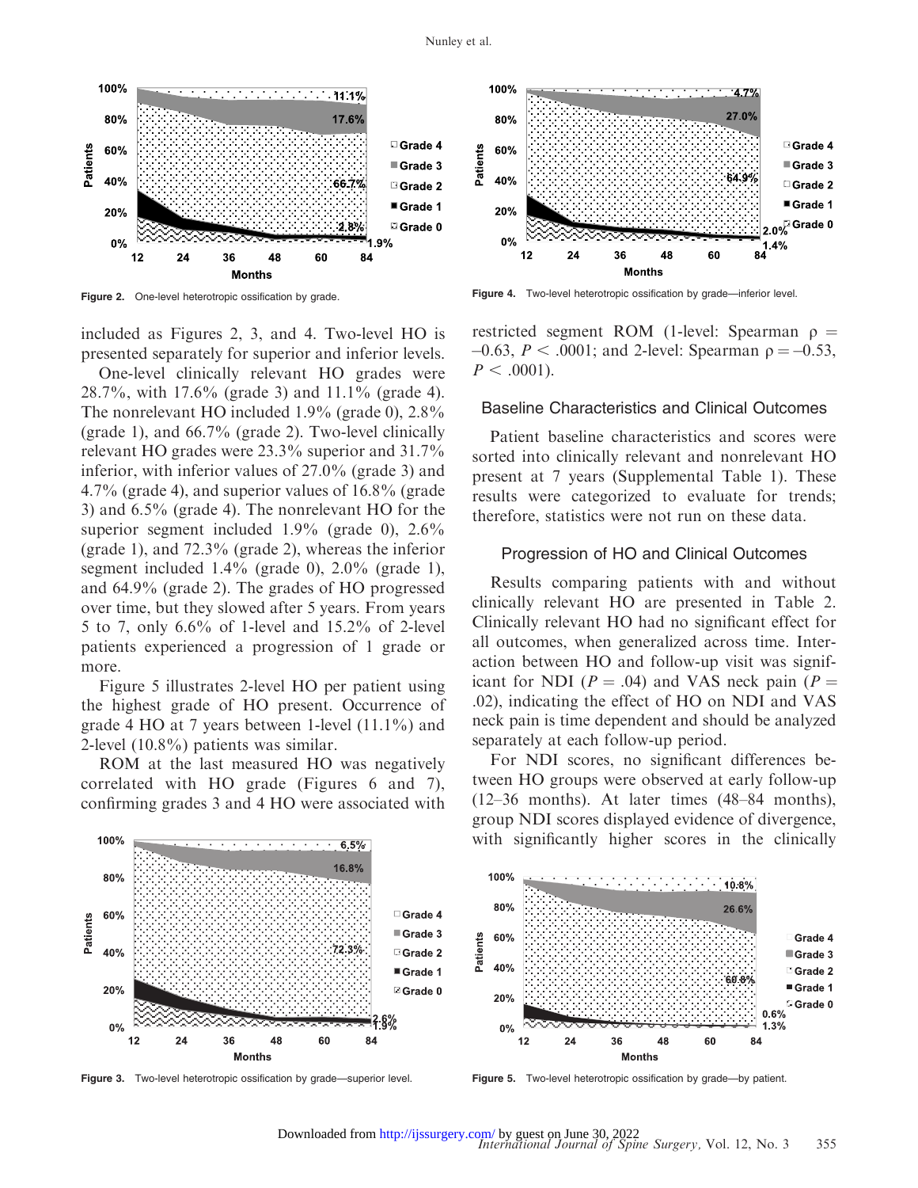Figure 2. One-level heterotropic ossification by grade.

Figure 4. Two-level heterotropic ossification by grade—inferior level.

included as Figures 2, 3, and 4. Two-level HO is presented separately for superior and inferior levels.

One-level clinically relevant HO grades were 28.7%, with 17.6% (grade 3) and 11.1% (grade 4). The nonrelevant HO included 1.9% (grade 0), 2.8% (grade 1), and 66.7% (grade 2). Two-level clinically relevant HO grades were 23.3% superior and 31.7% inferior, with inferior values of 27.0% (grade 3) and 4.7% (grade 4), and superior values of 16.8% (grade 3) and 6.5% (grade 4). The nonrelevant HO for the superior segment included 1.9% (grade 0), 2.6% (grade 1), and 72.3% (grade 2), whereas the inferior segment included 1.4% (grade 0), 2.0% (grade 1), and 64.9% (grade 2). The grades of HO progressed over time, but they slowed after 5 years. From years 5 to 7, only 6.6% of 1-level and 15.2% of 2-level patients experienced a progression of 1 grade or more.

Figure 5 illustrates 2-level HO per patient using the highest grade of HO present. Occurrence of grade 4 HO at 7 years between 1-level (11.1%) and 2-level (10.8%) patients was similar.

ROM at the last measured HO was negatively correlated with HO grade (Figures 6 and 7), confirming grades 3 and 4 HO were associated with restricted segment ROM (1-level: Spearman $\rho = -0.63$, $P < .0001$; and 2-level: Spearman $\rho = -0.53$, $P < .0001$).

## Baseline Characteristics and Clinical Outcomes

Patient baseline characteristics and scores were sorted into clinically relevant and nonrelevant HO present at 7 years (Supplemental Table 1). These results were categorized to evaluate for trends; therefore, statistics were not run on these data.

## Progression of HO and Clinical Outcomes

Results comparing patients with and without clinically relevant HO are presented in Table 2. Clinically relevant HO had no significant effect for all outcomes, when generalized across time. Interaction between HO and follow-up visit was significant for NDI ($P = .04$) and VAS neck pain ($P = .02$), indicating the effect of HO on NDI and VAS neck pain is time dependent and should be analyzed separately at each follow-up period.

For NDI scores, no significant differences between HO groups were observed at early follow-up (12–36 months). At later times (48–84 months), group NDI scores displayed evidence of divergence, with significantly higher scores in the clinically

Figure 3. Two-level heterotropic ossification by grade—superior level.

Figure 5. Two-level heterotropic ossification by grade—by patient.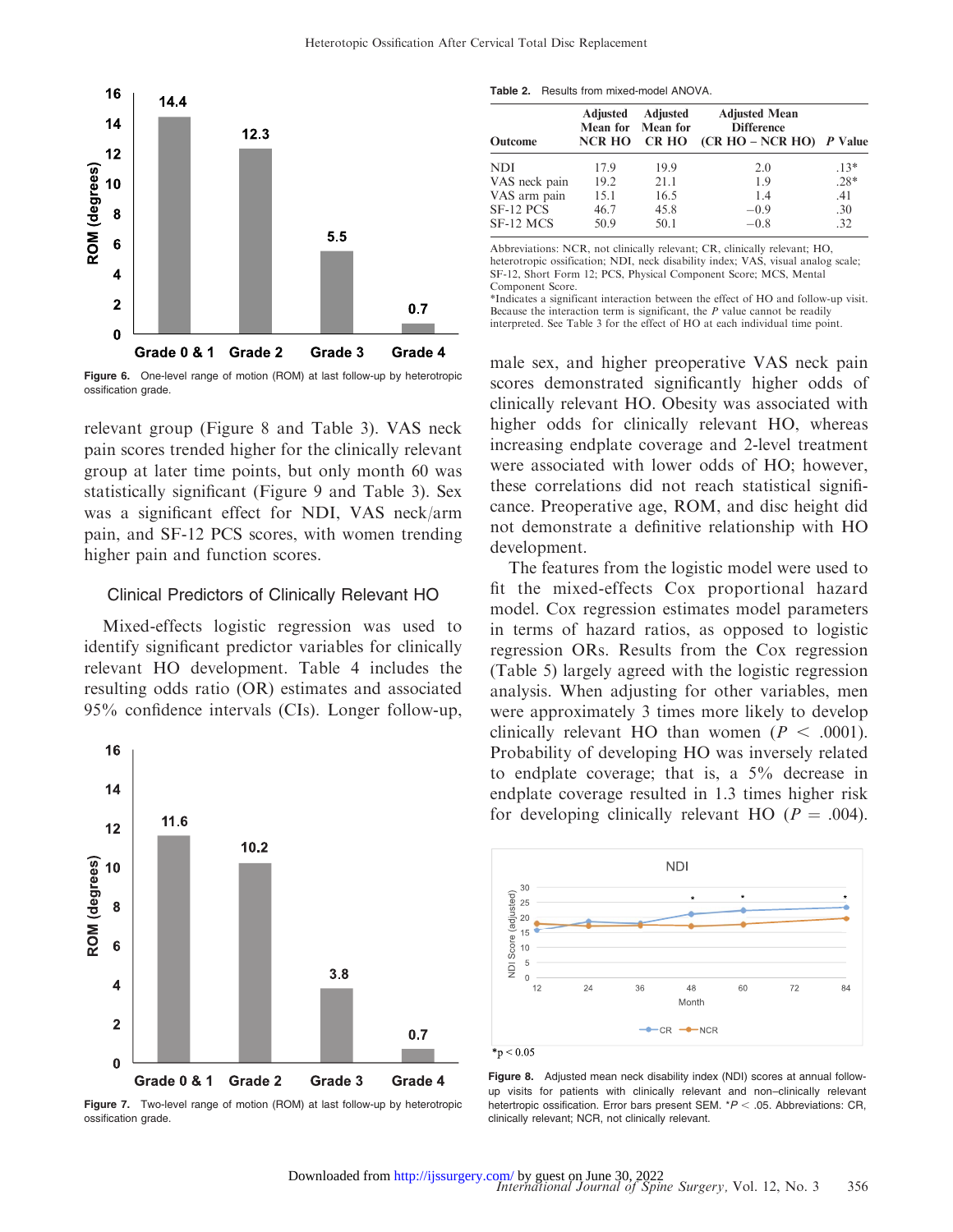Figure 6. One-level range of motion (ROM) at last follow-up by heterotropic ossification grade.

relevant group (Figure 8 and Table 3). VAS neck pain scores trended higher for the clinically relevant group at later time points, but only month 60 was statistically significant (Figure 9 and Table 3). Sex was a significant effect for NDI, VAS neck/arm pain, and SF-12 PCS scores, with women trending higher pain and function scores.

### Clinical Predictors of Clinically Relevant HO

Mixed-effects logistic regression was used to identify significant predictor variables for clinically relevant HO development. Table 4 includes the resulting odds ratio (OR) estimates and associated 95% confidence intervals (CIs). Longer follow-up, male sex, and higher preoperative VAS neck pain scores demonstrated significantly higher odds of clinically relevant HO. Obesity was associated with higher odds for clinically relevant HO, whereas increasing endplate coverage and 2-level treatment were associated with lower odds of HO; however, these correlations did not reach statistical significance. Preoperative age, ROM, and disc height did not demonstrate a definitive relationship with HO development.

The features from the logistic model were used to fit the mixed-effects Cox proportional hazard model. Cox regression estimates model parameters in terms of hazard ratios, as opposed to logistic regression ORs. Results from the Cox regression (Table 5) largely agreed with the logistic regression analysis. When adjusting for other variables, men were approximately 3 times more likely to develop clinically relevant HO than women ($P < .0001$). Probability of developing HO was inversely related to endplate coverage; that is, a 5% decrease in endplate coverage resulted in 1.3 times higher risk for developing clinically relevant HO ($P = .004$).

Figure 7. Two-level range of motion (ROM) at last follow-up by heterotropic ossification grade.

**Table 2.** Results from mixed-model ANOVA.

| Outcome | Adjusted Mean for NCR HO | Adjusted Mean for CR HO | Adjusted Mean Difference (CR HO – NCR HO) | P Value |
|---|---|---|---|---|
| NDI | 17.9 | 19.9 | 2.0 | .13* |
| VAS neck pain | 19.2 | 21.1 | 1.9 | .28* |
| VAS arm pain | 15.1 | 16.5 | 1.4 | .41 |
| SF-12 PCS | 46.7 | 45.8 | −0.9 | .30 |
| SF-12 MCS | 50.9 | 50.1 | −0.8 | .32 |

Abbreviations: NCR, not clinically relevant; CR, clinically relevant; HO, heterotropic ossification; NDI, neck disability index; VAS, visual analog scale; SF-12, Short Form 12; PCS, Physical Component Score; MCS, Mental Component Score.
*Indicates a significant interaction between the effect of HO and follow-up visit. Because the interaction term is significant, the P value cannot be readily interpreted. See Table 3 for the effect of HO at each individual time point.

*p < 0.05

Figure 8. Adjusted mean neck disability index (NDI) scores at annual follow-up visits for patients with clinically relevant and non–clinically relevant hetertropic ossification. Error bars present SEM. *$P < .05$. Abbreviations: CR, clinically relevant; NCR, not clinically relevant.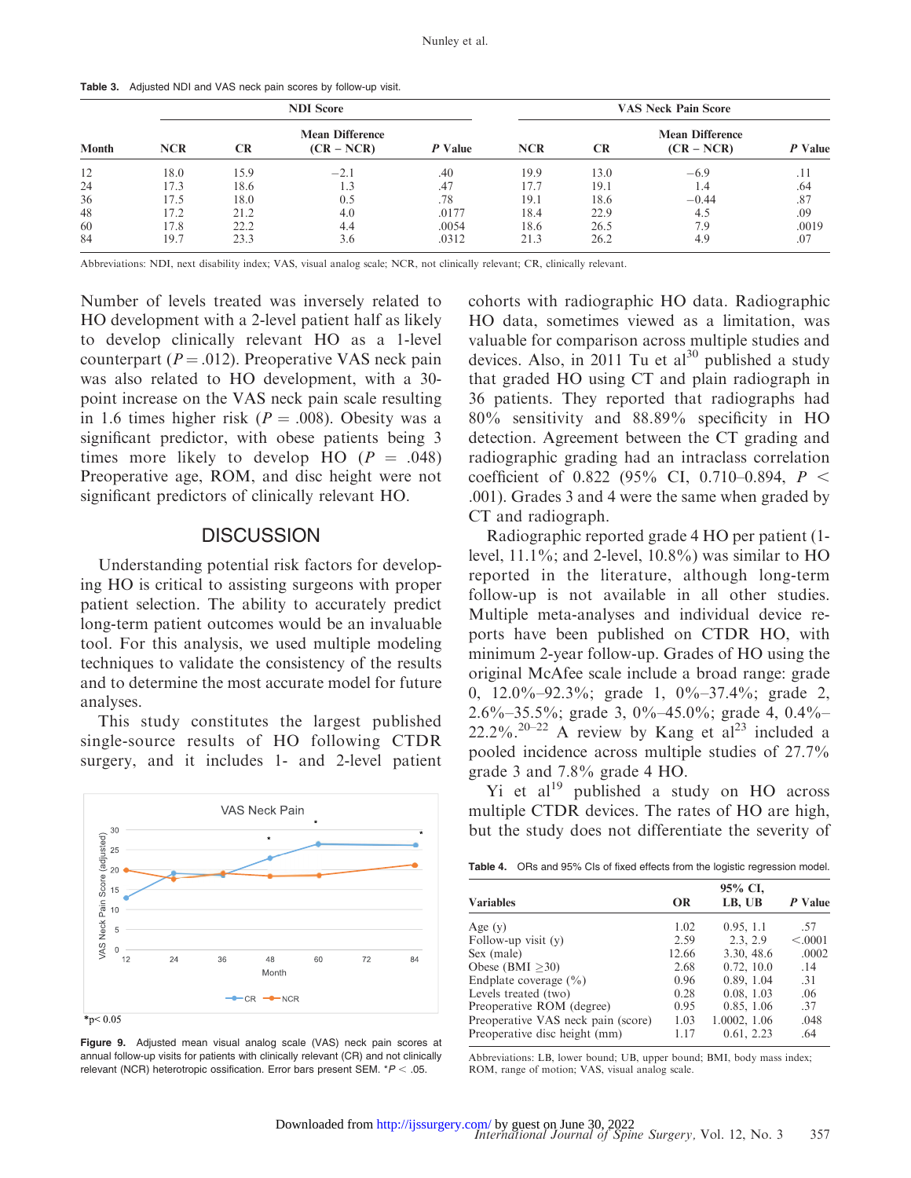Table 3. Adjusted NDI and VAS neck pain scores by follow-up visit.

| Month | NDI Score | | | | VAS Neck Pain Score | | | |
|---|---|---|---|---|---|---|---|---|
| | NCR | CR | Mean Difference (CR − NCR) | *P* Value | NCR | CR | Mean Difference (CR − NCR) | *P* Value |
| 12 | 18.0 | 15.9 | −2.1 | .40 | 19.9 | 13.0 | −6.9 | .11 |
| 24 | 17.3 | 18.6 | 1.3 | .47 | 17.7 | 19.1 | 1.4 | .64 |
| 36 | 17.5 | 18.0 | 0.5 | .78 | 19.1 | 18.6 | −0.44 | .87 |
| 48 | 17.2 | 21.2 | 4.0 | .0177 | 18.4 | 22.9 | 4.5 | .09 |
| 60 | 17.8 | 22.2 | 4.4 | .0054 | 18.6 | 26.5 | 7.9 | .0019 |
| 84 | 19.7 | 23.3 | 3.6 | .0312 | 21.3 | 26.2 | 4.9 | .07 |

Abbreviations: NDI, next disability index; VAS, visual analog scale; NCR, not clinically relevant; CR, clinically relevant.

Number of levels treated was inversely related to HO development with a 2-level patient half as likely to develop clinically relevant HO as a 1-level counterpart ($P = .012$). Preoperative VAS neck pain was also related to HO development, with a 30-point increase on the VAS neck pain scale resulting in 1.6 times higher risk ($P = .008$). Obesity was a significant predictor, with obese patients being 3 times more likely to develop HO ($P = .048$) Preoperative age, ROM, and disc height were not significant predictors of clinically relevant HO.

## DISCUSSION

Understanding potential risk factors for developing HO is critical to assisting surgeons with proper patient selection. The ability to accurately predict long-term patient outcomes would be an invaluable tool. For this analysis, we used multiple modeling techniques to validate the consistency of the results and to determine the most accurate model for future analyses.

This study constitutes the largest published single-source results of HO following CTDR surgery, and it includes 1- and 2-level patient cohorts with radiographic HO data. Radiographic HO data, sometimes viewed as a limitation, was valuable for comparison across multiple studies and devices. Also, in 2011 Tu et al[30] published a study that graded HO using CT and plain radiograph in 36 patients. They reported that radiographs had 80% sensitivity and 88.89% specificity in HO detection. Agreement between the CT grading and radiographic grading had an intraclass correlation coefficient of 0.822 (95% CI, 0.710–0.894, $P < .001$). Grades 3 and 4 were the same when graded by CT and radiograph.

Radiographic reported grade 4 HO per patient (1-level, 11.1%; and 2-level, 10.8%) was similar to HO reported in the literature, although long-term follow-up is not available in all other studies. Multiple meta-analyses and individual device reports have been published on CTDR HO, with minimum 2-year follow-up. Grades of HO using the original McAfee scale include a broad range: grade 0, 12.0%–92.3%; grade 1, 0%–37.4%; grade 2, 2.6%–35.5%; grade 3, 0%–45.0%; grade 4, 0.4%–22.2%.[20–22] A review by Kang et al[23] included a pooled incidence across multiple studies of 27.7% grade 3 and 7.8% grade 4 HO.

Yi et al[19] published a study on HO across multiple CTDR devices. The rates of HO are high, but the study does not differentiate the severity of

Figure 9. Adjusted mean visual analog scale (VAS) neck pain scores at annual follow-up visits for patients with clinically relevant (CR) and not clinically relevant (NCR) heterotropic ossification. Error bars present SEM. *$P < .05$.

Table 4. ORs and 95% CIs of fixed effects from the logistic regression model.

| Variables | OR | 95% CI, LB, UB | *P* Value |
|---|---|---|---|
| Age (y) | 1.02 | 0.95, 1.1 | .57 |
| Follow-up visit (y) | 2.59 | 2.3, 2.9 | <.0001 |
| Sex (male) | 12.66 | 3.30, 48.6 | .0002 |
| Obese (BMI ≥30) | 2.68 | 0.72, 10.0 | .14 |
| Endplate coverage (%) | 0.96 | 0.89, 1.04 | .31 |
| Levels treated (two) | 0.28 | 0.08, 1.03 | .06 |
| Preoperative ROM (degree) | 0.95 | 0.85, 1.06 | .37 |
| Preoperative VAS neck pain (score) | 1.03 | 1.0002, 1.06 | .048 |
| Preoperative disc height (mm) | 1.17 | 0.61, 2.23 | .64 |

Abbreviations: LB, lower bound; UB, upper bound; BMI, body mass index; ROM, range of motion; VAS, visual analog scale.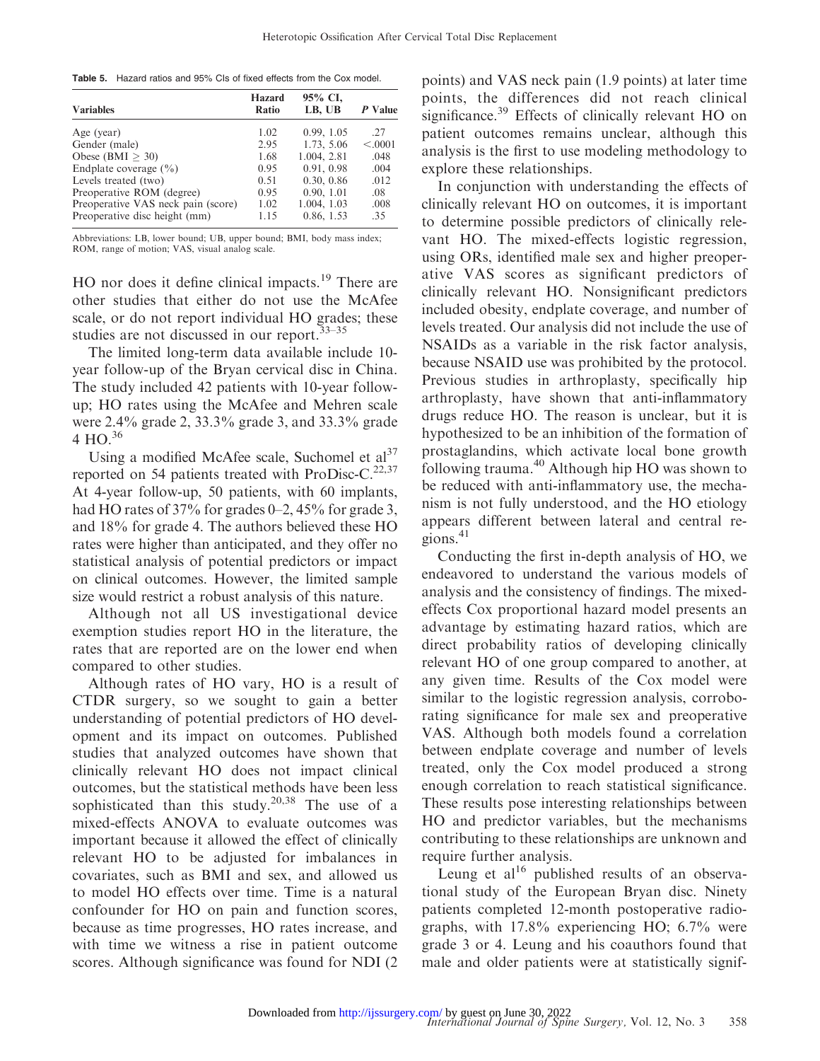**Table 5.** Hazard ratios and 95% CIs of fixed effects from the Cox model.

| Variables | Hazard Ratio | 95% CI, LB, UB | *P* Value |
|---|---|---|---|
| Age (year) | 1.02 | 0.99, 1.05 | .27 |
| Gender (male) | 2.95 | 1.73, 5.06 | <.0001 |
| Obese (BMI ≥ 30) | 1.68 | 1.004, 2.81 | .048 |
| Endplate coverage (%) | 0.95 | 0.91, 0.98 | .004 |
| Levels treated (two) | 0.51 | 0.30, 0.86 | .012 |
| Preoperative ROM (degree) | 0.95 | 0.90, 1.01 | .08 |
| Preoperative VAS neck pain (score) | 1.02 | 1.004, 1.03 | .008 |
| Preoperative disc height (mm) | 1.15 | 0.86, 1.53 | .35 |

Abbreviations: LB, lower bound; UB, upper bound; BMI, body mass index; ROM, range of motion; VAS, visual analog scale.

HO nor does it define clinical impacts.[19] There are other studies that either do not use the McAfee scale, or do not report individual HO grades; these studies are not discussed in our report.[33–35]

The limited long-term data available include 10-year follow-up of the Bryan cervical disc in China. The study included 42 patients with 10-year follow-up; HO rates using the McAfee and Mehren scale were 2.4% grade 2, 33.3% grade 3, and 33.3% grade 4 HO.[36]

Using a modified McAfee scale, Suchomel et al[37] reported on 54 patients treated with ProDisc-C.[22,37] At 4-year follow-up, 50 patients, with 60 implants, had HO rates of 37% for grades 0–2, 45% for grade 3, and 18% for grade 4. The authors believed these HO rates were higher than anticipated, and they offer no statistical analysis of potential predictors or impact on clinical outcomes. However, the limited sample size would restrict a robust analysis of this nature.

Although not all US investigational device exemption studies report HO in the literature, the rates that are reported are on the lower end when compared to other studies.

Although rates of HO vary, HO is a result of CTDR surgery, so we sought to gain a better understanding of potential predictors of HO development and its impact on outcomes. Published studies that analyzed outcomes have shown that clinically relevant HO does not impact clinical outcomes, but the statistical methods have been less sophisticated than this study.[20,38] The use of a mixed-effects ANOVA to evaluate outcomes was important because it allowed the effect of clinically relevant HO to be adjusted for imbalances in covariates, such as BMI and sex, and allowed us to model HO effects over time. Time is a natural confounder for HO on pain and function scores, because as time progresses, HO rates increase, and with time we witness a rise in patient outcome scores. Although significance was found for NDI (2 points) and VAS neck pain (1.9 points) at later time points, the differences did not reach clinical significance.[39] Effects of clinically relevant HO on patient outcomes remains unclear, although this analysis is the first to use modeling methodology to explore these relationships.

In conjunction with understanding the effects of clinically relevant HO on outcomes, it is important to determine possible predictors of clinically relevant HO. The mixed-effects logistic regression, using ORs, identified male sex and higher preoperative VAS scores as significant predictors of clinically relevant HO. Nonsignificant predictors included obesity, endplate coverage, and number of levels treated. Our analysis did not include the use of NSAIDs as a variable in the risk factor analysis, because NSAID use was prohibited by the protocol. Previous studies in arthroplasty, specifically hip arthroplasty, have shown that anti-inflammatory drugs reduce HO. The reason is unclear, but it is hypothesized to be an inhibition of the formation of prostaglandins, which activate local bone growth following trauma.[40] Although hip HO was shown to be reduced with anti-inflammatory use, the mechanism is not fully understood, and the HO etiology appears different between lateral and central regions.[41]

Conducting the first in-depth analysis of HO, we endeavored to understand the various models of analysis and the consistency of findings. The mixed-effects Cox proportional hazard model presents an advantage by estimating hazard ratios, which are direct probability ratios of developing clinically relevant HO of one group compared to another, at any given time. Results of the Cox model were similar to the logistic regression analysis, corroborating significance for male sex and preoperative VAS. Although both models found a correlation between endplate coverage and number of levels treated, only the Cox model produced a strong enough correlation to reach statistical significance. These results pose interesting relationships between HO and predictor variables, but the mechanisms contributing to these relationships are unknown and require further analysis.

Leung et al[16] published results of an observational study of the European Bryan disc. Ninety patients completed 12-month postoperative radiographs, with 17.8% experiencing HO; 6.7% were grade 3 or 4. Leung and his coauthors found that male and older patients were at statistically signif-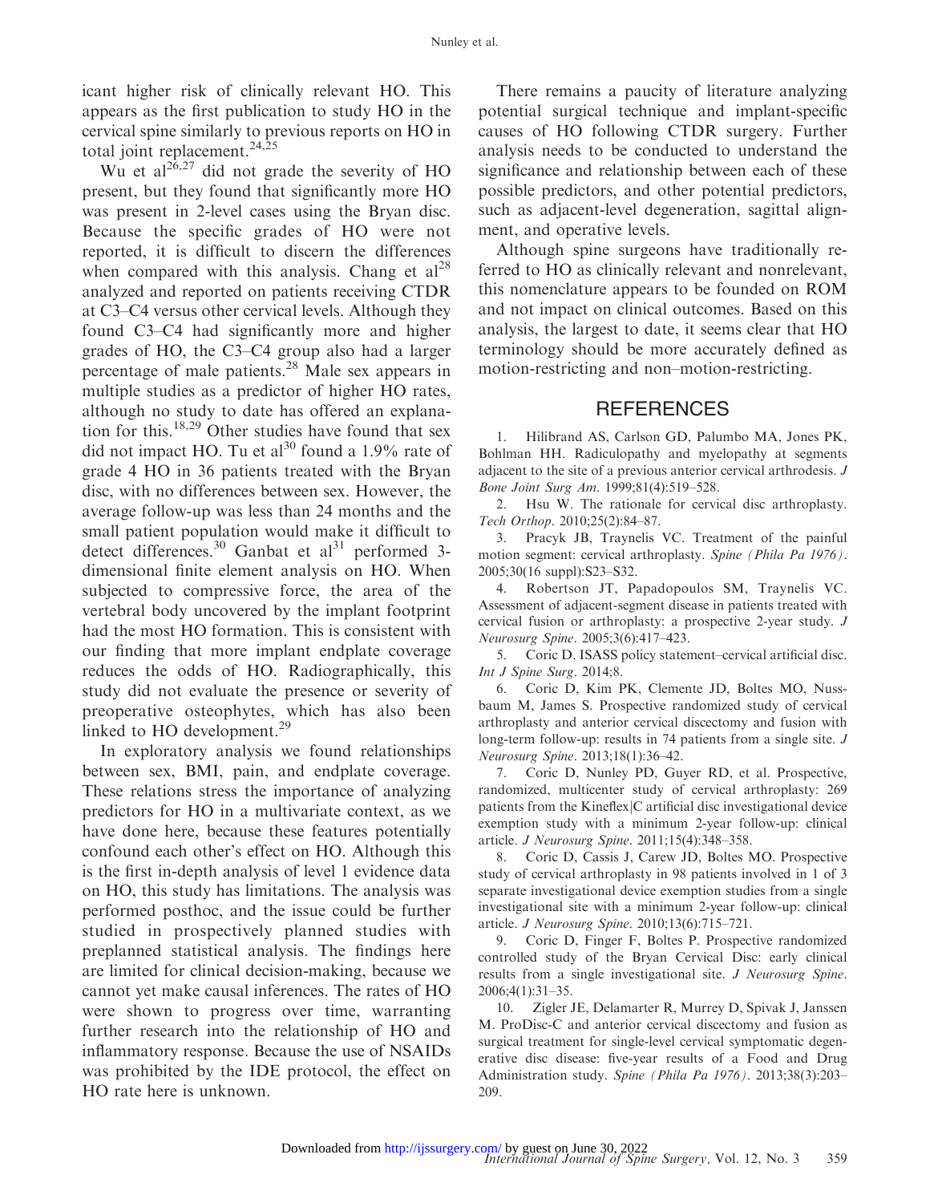icant higher risk of clinically relevant HO. This appears as the first publication to study HO in the cervical spine similarly to previous reports on HO in total joint replacement.[24,25]

Wu et al[26,27] did not grade the severity of HO present, but they found that significantly more HO was present in 2-level cases using the Bryan disc. Because the specific grades of HO were not reported, it is difficult to discern the differences when compared with this analysis. Chang et al[28] analyzed and reported on patients receiving CTDR at C3–C4 versus other cervical levels. Although they found C3–C4 had significantly more and higher grades of HO, the C3–C4 group also had a larger percentage of male patients.[28] Male sex appears in multiple studies as a predictor of higher HO rates, although no study to date has offered an explanation for this.[18,29] Other studies have found that sex did not impact HO. Tu et al[30] found a 1.9% rate of grade 4 HO in 36 patients treated with the Bryan disc, with no differences between sex. However, the average follow-up was less than 24 months and the small patient population would make it difficult to detect differences.[30] Ganbat et al[31] performed 3-dimensional finite element analysis on HO. When subjected to compressive force, the area of the vertebral body uncovered by the implant footprint had the most HO formation. This is consistent with our finding that more implant endplate coverage reduces the odds of HO. Radiographically, this study did not evaluate the presence or severity of preoperative osteophytes, which has also been linked to HO development.[29]

In exploratory analysis we found relationships between sex, BMI, pain, and endplate coverage. These relations stress the importance of analyzing predictors for HO in a multivariate context, as we have done here, because these features potentially confound each other's effect on HO. Although this is the first in-depth analysis of level 1 evidence data on HO, this study has limitations. The analysis was performed posthoc, and the issue could be further studied in prospectively planned studies with preplanned statistical analysis. The findings here are limited for clinical decision-making, because we cannot yet make causal inferences. The rates of HO were shown to progress over time, warranting further research into the relationship of HO and inflammatory response. Because the use of NSAIDs was prohibited by the IDE protocol, the effect on HO rate here is unknown.

There remains a paucity of literature analyzing potential surgical technique and implant-specific causes of HO following CTDR surgery. Further analysis needs to be conducted to understand the significance and relationship between each of these possible predictors, and other potential predictors, such as adjacent-level degeneration, sagittal alignment, and operative levels.

Although spine surgeons have traditionally referred to HO as clinically relevant and nonrelevant, this nomenclature appears to be founded on ROM and not impact on clinical outcomes. Based on this analysis, the largest to date, it seems clear that HO terminology should be more accurately defined as motion-restricting and non–motion-restricting.

## REFERENCES

1. Hilibrand AS, Carlson GD, Palumbo MA, Jones PK, Bohlman HH. Radiculopathy and myelopathy at segments adjacent to the site of a previous anterior cervical arthrodesis. *J Bone Joint Surg Am*. 1999;81(4):519–528.
2. Hsu W. The rationale for cervical disc arthroplasty. *Tech Orthop*. 2010;25(2):84–87.
3. Pracyk JB, Traynelis VC. Treatment of the painful motion segment: cervical arthroplasty. *Spine (Phila Pa 1976)*. 2005;30(16 suppl):S23–S32.
4. Robertson JT, Papadopoulos SM, Traynelis VC. Assessment of adjacent-segment disease in patients treated with cervical fusion or arthroplasty: a prospective 2-year study. *J Neurosurg Spine*. 2005;3(6):417–423.
5. Coric D. ISASS policy statement–cervical artificial disc. *Int J Spine Surg*. 2014;8.
6. Coric D, Kim PK, Clemente JD, Boltes MO, Nussbaum M, James S. Prospective randomized study of cervical arthroplasty and anterior cervical discectomy and fusion with long-term follow-up: results in 74 patients from a single site. *J Neurosurg Spine*. 2013;18(1):36–42.
7. Coric D, Nunley PD, Guyer RD, et al. Prospective, randomized, multicenter study of cervical arthroplasty: 269 patients from the Kineflex|C artificial disc investigational device exemption study with a minimum 2-year follow-up: clinical article. *J Neurosurg Spine*. 2011;15(4):348–358.
8. Coric D, Cassis J, Carew JD, Boltes MO. Prospective study of cervical arthroplasty in 98 patients involved in 1 of 3 separate investigational device exemption studies from a single investigational site with a minimum 2-year follow-up: clinical article. *J Neurosurg Spine*. 2010;13(6):715–721.
9. Coric D, Finger F, Boltes P. Prospective randomized controlled study of the Bryan Cervical Disc: early clinical results from a single investigational site. *J Neurosurg Spine*. 2006;4(1):31–35.
10. Zigler JE, Delamarter R, Murrey D, Spivak J, Janssen M. ProDisc-C and anterior cervical discectomy and fusion as surgical treatment for single-level cervical symptomatic degenerative disc disease: five-year results of a Food and Drug Administration study. *Spine (Phila Pa 1976)*. 2013;38(3):203–209.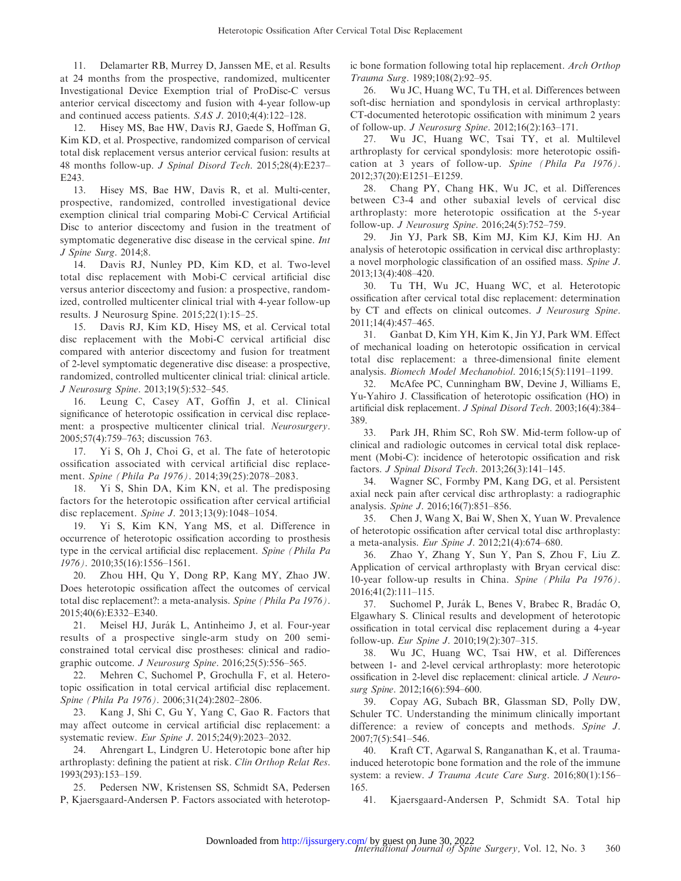11. Delamarter RB, Murrey D, Janssen ME, et al. Results at 24 months from the prospective, randomized, multicenter Investigational Device Exemption trial of ProDisc-C versus anterior cervical discectomy and fusion with 4-year follow-up and continued access patients. *SAS J*. 2010;4(4):122–128.

12. Hisey MS, Bae HW, Davis RJ, Gaede S, Hoffman G, Kim KD, et al. Prospective, randomized comparison of cervical total disk replacement versus anterior cervical fusion: results at 48 months follow-up. *J Spinal Disord Tech*. 2015;28(4):E237–E243.

13. Hisey MS, Bae HW, Davis R, et al. Multi-center, prospective, randomized, controlled investigational device exemption clinical trial comparing Mobi-C Cervical Artificial Disc to anterior discectomy and fusion in the treatment of symptomatic degenerative disc disease in the cervical spine. *Int J Spine Surg*. 2014;8.

14. Davis RJ, Nunley PD, Kim KD, et al. Two-level total disc replacement with Mobi-C cervical artificial disc versus anterior discectomy and fusion: a prospective, randomized, controlled multicenter clinical trial with 4-year follow-up results. J Neurosurg Spine. 2015;22(1):15–25.

15. Davis RJ, Kim KD, Hisey MS, et al. Cervical total disc replacement with the Mobi-C cervical artificial disc compared with anterior discectomy and fusion for treatment of 2-level symptomatic degenerative disc disease: a prospective, randomized, controlled multicenter clinical trial: clinical article. *J Neurosurg Spine*. 2013;19(5):532–545.

16. Leung C, Casey AT, Goffin J, et al. Clinical significance of heterotopic ossification in cervical disc replacement: a prospective multicenter clinical trial. *Neurosurgery*. 2005;57(4):759–763; discussion 763.

17. Yi S, Oh J, Choi G, et al. The fate of heterotopic ossification associated with cervical artificial disc replacement. *Spine (Phila Pa 1976)*. 2014;39(25):2078–2083.

18. Yi S, Shin DA, Kim KN, et al. The predisposing factors for the heterotopic ossification after cervical artificial disc replacement. *Spine J*. 2013;13(9):1048–1054.

19. Yi S, Kim KN, Yang MS, et al. Difference in occurrence of heterotopic ossification according to prosthesis type in the cervical artificial disc replacement. *Spine (Phila Pa 1976)*. 2010;35(16):1556–1561.

20. Zhou HH, Qu Y, Dong RP, Kang MY, Zhao JW. Does heterotopic ossification affect the outcomes of cervical total disc replacement?: a meta-analysis. *Spine (Phila Pa 1976)*. 2015;40(6):E332–E340.

21. Meisel HJ, Jurák L, Antinheimo J, et al. Four-year results of a prospective single-arm study on 200 semi-constrained total cervical disc prostheses: clinical and radiographic outcome. *J Neurosurg Spine*. 2016;25(5):556–565.

22. Mehren C, Suchomel P, Grochulla F, et al. Heterotopic ossification in total cervical artificial disc replacement. *Spine (Phila Pa 1976)*. 2006;31(24):2802–2806.

23. Kang J, Shi C, Gu Y, Yang C, Gao R. Factors that may affect outcome in cervical artificial disc replacement: a systematic review. *Eur Spine J*. 2015;24(9):2023–2032.

24. Ahrengart L, Lindgren U. Heterotopic bone after hip arthroplasty: defining the patient at risk. *Clin Orthop Relat Res*. 1993(293):153–159.

25. Pedersen NW, Kristensen SS, Schmidt SA, Pedersen P, Kjaersgaard-Andersen P. Factors associated with heterotopic bone formation following total hip replacement. *Arch Orthop Trauma Surg*. 1989;108(2):92–95.

26. Wu JC, Huang WC, Tu TH, et al. Differences between soft-disc herniation and spondylosis in cervical arthroplasty: CT-documented heterotopic ossification with minimum 2 years of follow-up. *J Neurosurg Spine*. 2012;16(2):163–171.

27. Wu JC, Huang WC, Tsai TY, et al. Multilevel arthroplasty for cervical spondylosis: more heterotopic ossification at 3 years of follow-up. *Spine (Phila Pa 1976)*. 2012;37(20):E1251–E1259.

28. Chang PY, Chang HK, Wu JC, et al. Differences between C3-4 and other subaxial levels of cervical disc arthroplasty: more heterotopic ossification at the 5-year follow-up. *J Neurosurg Spine*. 2016;24(5):752–759.

29. Jin YJ, Park SB, Kim MJ, Kim KJ, Kim HJ. An analysis of heterotopic ossification in cervical disc arthroplasty: a novel morphologic classification of an ossified mass. *Spine J*. 2013;13(4):408–420.

30. Tu TH, Wu JC, Huang WC, et al. Heterotopic ossification after cervical total disc replacement: determination by CT and effects on clinical outcomes. *J Neurosurg Spine*. 2011;14(4):457–465.

31. Ganbat D, Kim YH, Kim K, Jin YJ, Park WM. Effect of mechanical loading on heterotopic ossification in cervical total disc replacement: a three-dimensional finite element analysis. *Biomech Model Mechanobiol*. 2016;15(5):1191–1199.

32. McAfee PC, Cunningham BW, Devine J, Williams E, Yu-Yahiro J. Classification of heterotopic ossification (HO) in artificial disk replacement. *J Spinal Disord Tech*. 2003;16(4):384–389.

33. Park JH, Rhim SC, Roh SW. Mid-term follow-up of clinical and radiologic outcomes in cervical total disk replacement (Mobi-C): incidence of heterotopic ossification and risk factors. *J Spinal Disord Tech*. 2013;26(3):141–145.

34. Wagner SC, Formby PM, Kang DG, et al. Persistent axial neck pain after cervical disc arthroplasty: a radiographic analysis. *Spine J*. 2016;16(7):851–856.

35. Chen J, Wang X, Bai W, Shen X, Yuan W. Prevalence of heterotopic ossification after cervical total disc arthroplasty: a meta-analysis. *Eur Spine J*. 2012;21(4):674–680.

36. Zhao Y, Zhang Y, Sun Y, Pan S, Zhou F, Liu Z. Application of cervical arthroplasty with Bryan cervical disc: 10-year follow-up results in China. *Spine (Phila Pa 1976)*. 2016;41(2):111–115.

37. Suchomel P, Jurák L, Benes V, Brabec R, Bradác O, Elgawhary S. Clinical results and development of heterotopic ossification in total cervical disc replacement during a 4-year follow-up. *Eur Spine J*. 2010;19(2):307–315.

38. Wu JC, Huang WC, Tsai HW, et al. Differences between 1- and 2-level cervical arthroplasty: more heterotopic ossification in 2-level disc replacement: clinical article. *J Neurosurg Spine*. 2012;16(6):594–600.

39. Copay AG, Subach BR, Glassman SD, Polly DW, Schuler TC. Understanding the minimum clinically important difference: a review of concepts and methods. *Spine J*. 2007;7(5):541–546.

40. Kraft CT, Agarwal S, Ranganathan K, et al. Trauma-induced heterotopic bone formation and the role of the immune system: a review. *J Trauma Acute Care Surg*. 2016;80(1):156–165.

41. Kjaersgaard-Andersen P, Schmidt SA. Total hip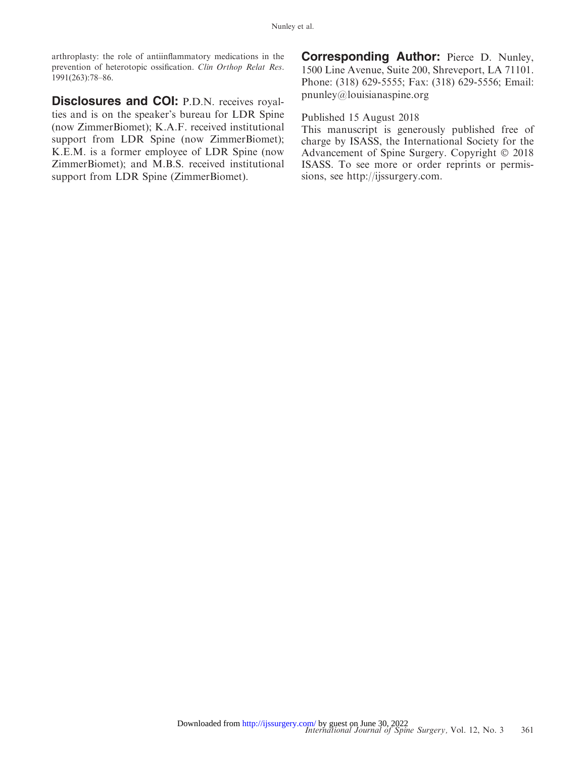arthroplasty: the role of antiinflammatory medications in the prevention of heterotopic ossification. *Clin Orthop Relat Res*. 1991(263):78–86.

**Disclosures and COI:** P.D.N. receives royalties and is on the speaker's bureau for LDR Spine (now ZimmerBiomet); K.A.F. received institutional support from LDR Spine (now ZimmerBiomet); K.E.M. is a former employee of LDR Spine (now ZimmerBiomet); and M.B.S. received institutional support from LDR Spine (ZimmerBiomet).

**Corresponding Author:** Pierce D. Nunley, 1500 Line Avenue, Suite 200, Shreveport, LA 71101. Phone: (318) 629-5555; Fax: (318) 629-5556; Email: pnunley@louisianaspine.org

Published 15 August 2018

This manuscript is generously published free of charge by ISASS, the International Society for the Advancement of Spine Surgery. Copyright © 2018 ISASS. To see more or order reprints or permissions, see http://ijssurgery.com.